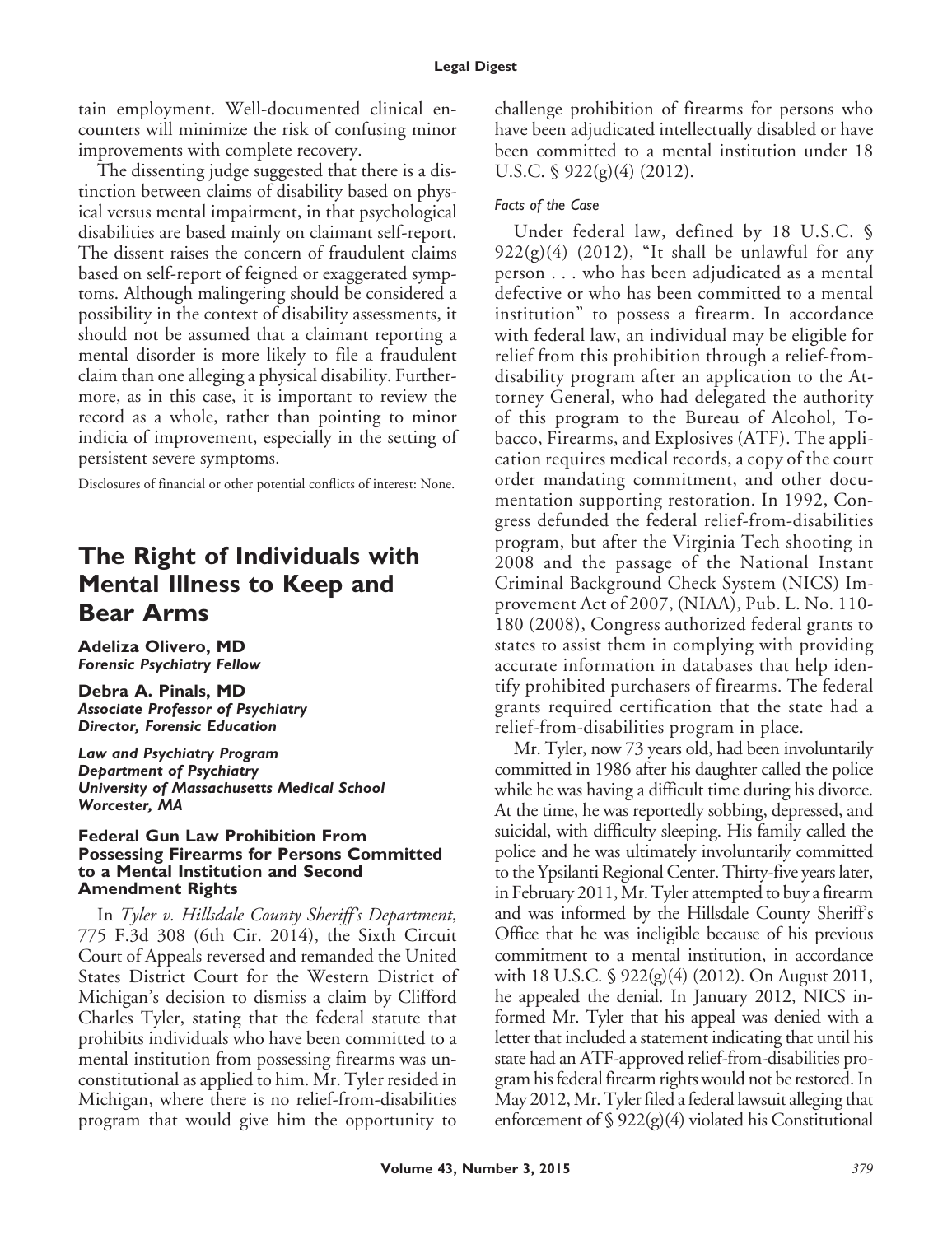tain employment. Well-documented clinical encounters will minimize the risk of confusing minor improvements with complete recovery.

The dissenting judge suggested that there is a distinction between claims of disability based on physical versus mental impairment, in that psychological disabilities are based mainly on claimant self-report. The dissent raises the concern of fraudulent claims based on self-report of feigned or exaggerated symptoms. Although malingering should be considered a possibility in the context of disability assessments, it should not be assumed that a claimant reporting a mental disorder is more likely to file a fraudulent claim than one alleging a physical disability. Furthermore, as in this case, it is important to review the record as a whole, rather than pointing to minor indicia of improvement, especially in the setting of persistent severe symptoms.

Disclosures of financial or other potential conflicts of interest: None.

# The Right of Individuals with Mental Illness to Keep and Bear Arms

**Adeliza Olivero, MD**
***Forensic Psychiatry Fellow***

**Debra A. Pinals, MD**
***Associate Professor of Psychiatry***
***Director, Forensic Education***

***Law and Psychiatry Program***
***Department of Psychiatry***
***University of Massachusetts Medical School***
***Worcester, MA***

### Federal Gun Law Prohibition From Possessing Firearms for Persons Committed to a Mental Institution and Second Amendment Rights

In *Tyler v. Hillsdale County Sheriff's Department*, 775 F.3d 308 (6th Cir. 2014), the Sixth Circuit Court of Appeals reversed and remanded the United States District Court for the Western District of Michigan's decision to dismiss a claim by Clifford Charles Tyler, stating that the federal statute that prohibits individuals who have been committed to a mental institution from possessing firearms was unconstitutional as applied to him. Mr. Tyler resided in Michigan, where there is no relief-from-disabilities program that would give him the opportunity to challenge prohibition of firearms for persons who have been adjudicated intellectually disabled or have been committed to a mental institution under 18 U.S.C. § 922(g)(4) (2012).

#### *Facts of the Case*

Under federal law, defined by 18 U.S.C. § 922(g)(4) (2012), "It shall be unlawful for any person . . . who has been adjudicated as a mental defective or who has been committed to a mental institution" to possess a firearm. In accordance with federal law, an individual may be eligible for relief from this prohibition through a relief-from-disability program after an application to the Attorney General, who had delegated the authority of this program to the Bureau of Alcohol, Tobacco, Firearms, and Explosives (ATF). The application requires medical records, a copy of the court order mandating commitment, and other documentation supporting restoration. In 1992, Congress defunded the federal relief-from-disabilities program, but after the Virginia Tech shooting in 2008 and the passage of the National Instant Criminal Background Check System (NICS) Improvement Act of 2007, (NIAA), Pub. L. No. 110-180 (2008), Congress authorized federal grants to states to assist them in complying with providing accurate information in databases that help identify prohibited purchasers of firearms. The federal grants required certification that the state had a relief-from-disabilities program in place.

Mr. Tyler, now 73 years old, had been involuntarily committed in 1986 after his daughter called the police while he was having a difficult time during his divorce. At the time, he was reportedly sobbing, depressed, and suicidal, with difficulty sleeping. His family called the police and he was ultimately involuntarily committed to the Ypsilanti Regional Center. Thirty-five years later, in February 2011, Mr. Tyler attempted to buy a firearm and was informed by the Hillsdale County Sheriff's Office that he was ineligible because of his previous commitment to a mental institution, in accordance with 18 U.S.C. § 922(g)(4) (2012). On August 2011, he appealed the denial. In January 2012, NICS informed Mr. Tyler that his appeal was denied with a letter that included a statement indicating that until his state had an ATF-approved relief-from-disabilities program his federal firearm rights would not be restored. In May 2012, Mr. Tyler filed a federal lawsuit alleging that enforcement of § 922(g)(4) violated his Constitutional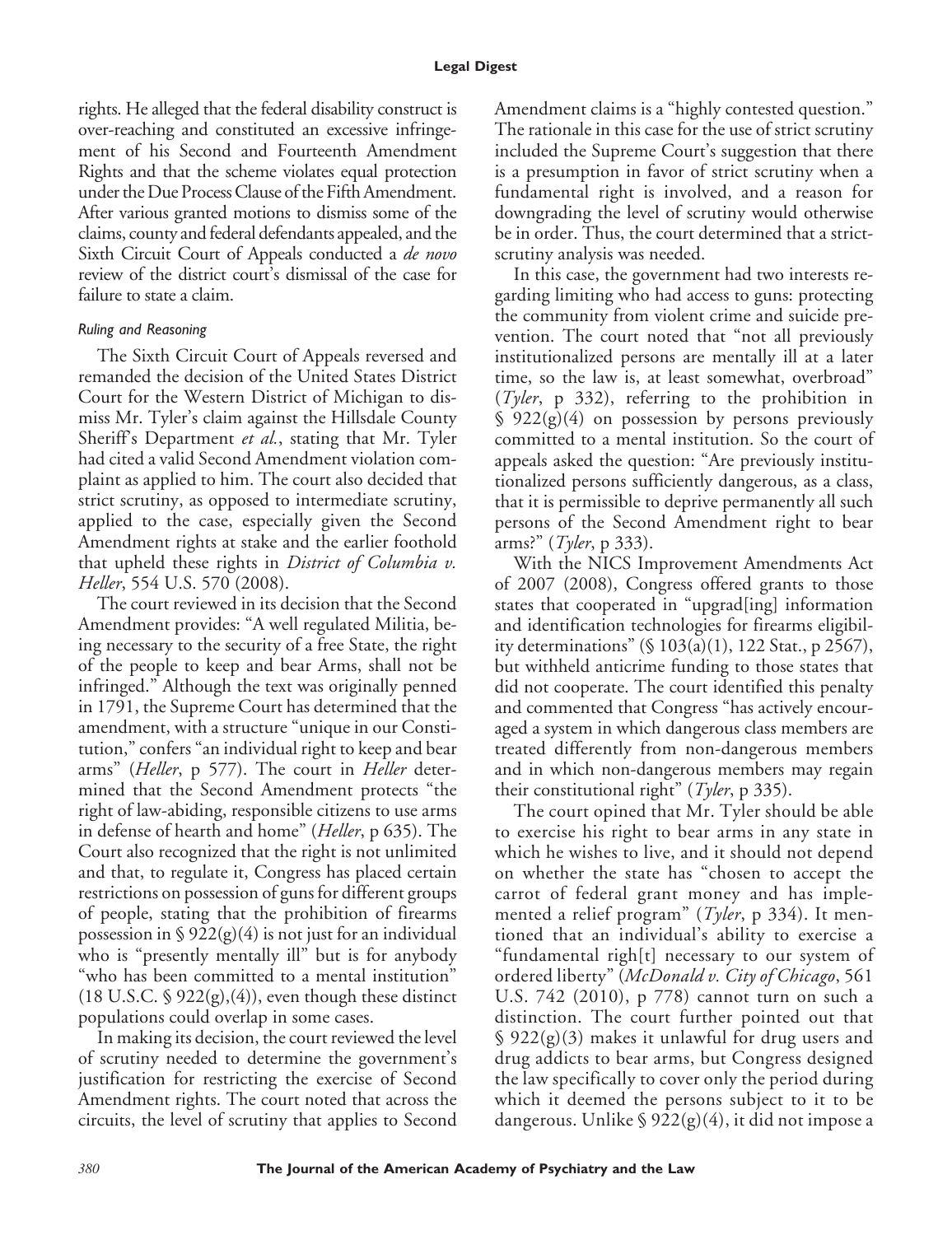rights. He alleged that the federal disability construct is over-reaching and constituted an excessive infringement of his Second and Fourteenth Amendment Rights and that the scheme violates equal protection under the Due Process Clause of the Fifth Amendment. After various granted motions to dismiss some of the claims, county and federal defendants appealed, and the Sixth Circuit Court of Appeals conducted a *de novo* review of the district court's dismissal of the case for failure to state a claim.

### *Ruling and Reasoning*

The Sixth Circuit Court of Appeals reversed and remanded the decision of the United States District Court for the Western District of Michigan to dismiss Mr. Tyler's claim against the Hillsdale County Sheriff's Department *et al.*, stating that Mr. Tyler had cited a valid Second Amendment violation complaint as applied to him. The court also decided that strict scrutiny, as opposed to intermediate scrutiny, applied to the case, especially given the Second Amendment rights at stake and the earlier foothold that upheld these rights in *District of Columbia v. Heller*, 554 U.S. 570 (2008).

The court reviewed in its decision that the Second Amendment provides: "A well regulated Militia, being necessary to the security of a free State, the right of the people to keep and bear Arms, shall not be infringed." Although the text was originally penned in 1791, the Supreme Court has determined that the amendment, with a structure "unique in our Constitution," confers "an individual right to keep and bear arms" (*Heller*, p 577). The court in *Heller* determined that the Second Amendment protects "the right of law-abiding, responsible citizens to use arms in defense of hearth and home" (*Heller*, p 635). The Court also recognized that the right is not unlimited and that, to regulate it, Congress has placed certain restrictions on possession of guns for different groups of people, stating that the prohibition of firearms possession in § 922(g)(4) is not just for an individual who is "presently mentally ill" but is for anybody "who has been committed to a mental institution" (18 U.S.C. § 922(g),(4)), even though these distinct populations could overlap in some cases.

In making its decision, the court reviewed the level of scrutiny needed to determine the government's justification for restricting the exercise of Second Amendment rights. The court noted that across the circuits, the level of scrutiny that applies to Second Amendment claims is a "highly contested question." The rationale in this case for the use of strict scrutiny included the Supreme Court's suggestion that there is a presumption in favor of strict scrutiny when a fundamental right is involved, and a reason for downgrading the level of scrutiny would otherwise be in order. Thus, the court determined that a strict-scrutiny analysis was needed.

In this case, the government had two interests regarding limiting who had access to guns: protecting the community from violent crime and suicide prevention. The court noted that "not all previously institutionalized persons are mentally ill at a later time, so the law is, at least somewhat, overbroad" (*Tyler*, p 332), referring to the prohibition in § 922(g)(4) on possession by persons previously committed to a mental institution. So the court of appeals asked the question: "Are previously institutionalized persons sufficiently dangerous, as a class, that it is permissible to deprive permanently all such persons of the Second Amendment right to bear arms?" (*Tyler*, p 333).

With the NICS Improvement Amendments Act of 2007 (2008), Congress offered grants to those states that cooperated in "upgrad[ing] information and identification technologies for firearms eligibility determinations" (§ 103(a)(1), 122 Stat., p 2567), but withheld anticrime funding to those states that did not cooperate. The court identified this penalty and commented that Congress "has actively encouraged a system in which dangerous class members are treated differently from non-dangerous members and in which non-dangerous members may regain their constitutional right" (*Tyler*, p 335).

The court opined that Mr. Tyler should be able to exercise his right to bear arms in any state in which he wishes to live, and it should not depend on whether the state has "chosen to accept the carrot of federal grant money and has implemented a relief program" (*Tyler*, p 334). It mentioned that an individual's ability to exercise a "fundamental righ[t] necessary to our system of ordered liberty" (*McDonald v. City of Chicago*, 561 U.S. 742 (2010), p 778) cannot turn on such a distinction. The court further pointed out that § 922(g)(3) makes it unlawful for drug users and drug addicts to bear arms, but Congress designed the law specifically to cover only the period during which it deemed the persons subject to it to be dangerous. Unlike § 922(g)(4), it did not impose a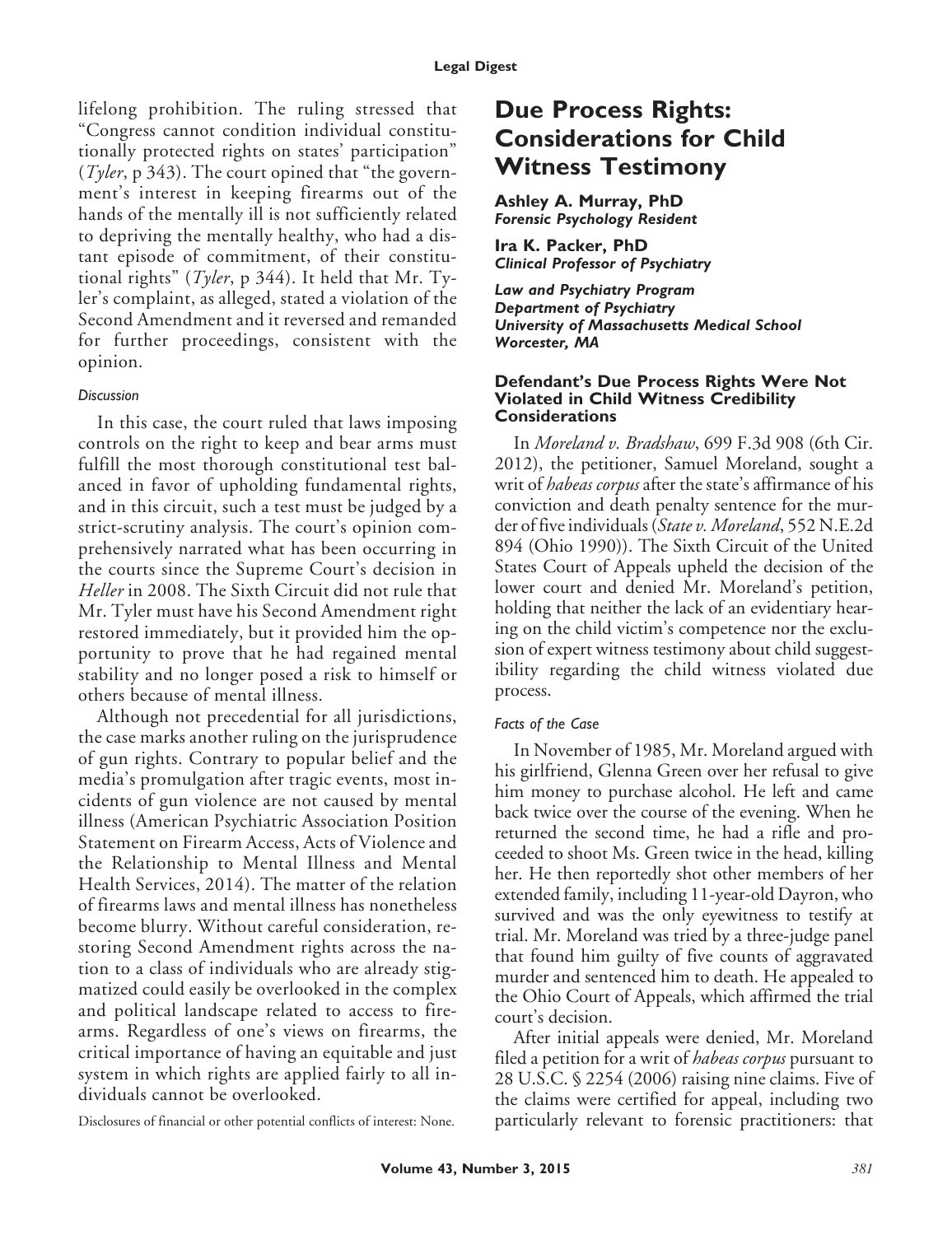lifelong prohibition. The ruling stressed that "Congress cannot condition individual constitutionally protected rights on states' participation" (*Tyler*, p 343). The court opined that "the government's interest in keeping firearms out of the hands of the mentally ill is not sufficiently related to depriving the mentally healthy, who had a distant episode of commitment, of their constitutional rights" (*Tyler*, p 344). It held that Mr. Tyler's complaint, as alleged, stated a violation of the Second Amendment and it reversed and remanded for further proceedings, consistent with the opinion.

#### *Discussion*

In this case, the court ruled that laws imposing controls on the right to keep and bear arms must fulfill the most thorough constitutional test balanced in favor of upholding fundamental rights, and in this circuit, such a test must be judged by a strict-scrutiny analysis. The court's opinion comprehensively narrated what has been occurring in the courts since the Supreme Court's decision in *Heller* in 2008. The Sixth Circuit did not rule that Mr. Tyler must have his Second Amendment right restored immediately, but it provided him the opportunity to prove that he had regained mental stability and no longer posed a risk to himself or others because of mental illness.

Although not precedential for all jurisdictions, the case marks another ruling on the jurisprudence of gun rights. Contrary to popular belief and the media's promulgation after tragic events, most incidents of gun violence are not caused by mental illness (American Psychiatric Association Position Statement on Firearm Access, Acts of Violence and the Relationship to Mental Illness and Mental Health Services, 2014). The matter of the relation of firearms laws and mental illness has nonetheless become blurry. Without careful consideration, restoring Second Amendment rights across the nation to a class of individuals who are already stigmatized could easily be overlooked in the complex and political landscape related to access to firearms. Regardless of one's views on firearms, the critical importance of having an equitable and just system in which rights are applied fairly to all individuals cannot be overlooked.

Disclosures of financial or other potential conflicts of interest: None.

## Due Process Rights: Considerations for Child Witness Testimony

**Ashley A. Murray, PhD**
***Forensic Psychology Resident***

**Ira K. Packer, PhD**
***Clinical Professor of Psychiatry***

***Law and Psychiatry Program***
***Department of Psychiatry***
***University of Massachusetts Medical School***
***Worcester, MA***

### Defendant's Due Process Rights Were Not Violated in Child Witness Credibility Considerations

In *Moreland v. Bradshaw*, 699 F.3d 908 (6th Cir. 2012), the petitioner, Samuel Moreland, sought a writ of *habeas corpus* after the state's affirmance of his conviction and death penalty sentence for the murder of five individuals (*State v. Moreland*, 552 N.E.2d 894 (Ohio 1990)). The Sixth Circuit of the United States Court of Appeals upheld the decision of the lower court and denied Mr. Moreland's petition, holding that neither the lack of an evidentiary hearing on the child victim's competence nor the exclusion of expert witness testimony about child suggestibility regarding the child witness violated due process.

#### *Facts of the Case*

In November of 1985, Mr. Moreland argued with his girlfriend, Glenna Green over her refusal to give him money to purchase alcohol. He left and came back twice over the course of the evening. When he returned the second time, he had a rifle and proceeded to shoot Ms. Green twice in the head, killing her. He then reportedly shot other members of her extended family, including 11-year-old Dayron, who survived and was the only eyewitness to testify at trial. Mr. Moreland was tried by a three-judge panel that found him guilty of five counts of aggravated murder and sentenced him to death. He appealed to the Ohio Court of Appeals, which affirmed the trial court's decision.

After initial appeals were denied, Mr. Moreland filed a petition for a writ of *habeas corpus* pursuant to 28 U.S.C. § 2254 (2006) raising nine claims. Five of the claims were certified for appeal, including two particularly relevant to forensic practitioners: that